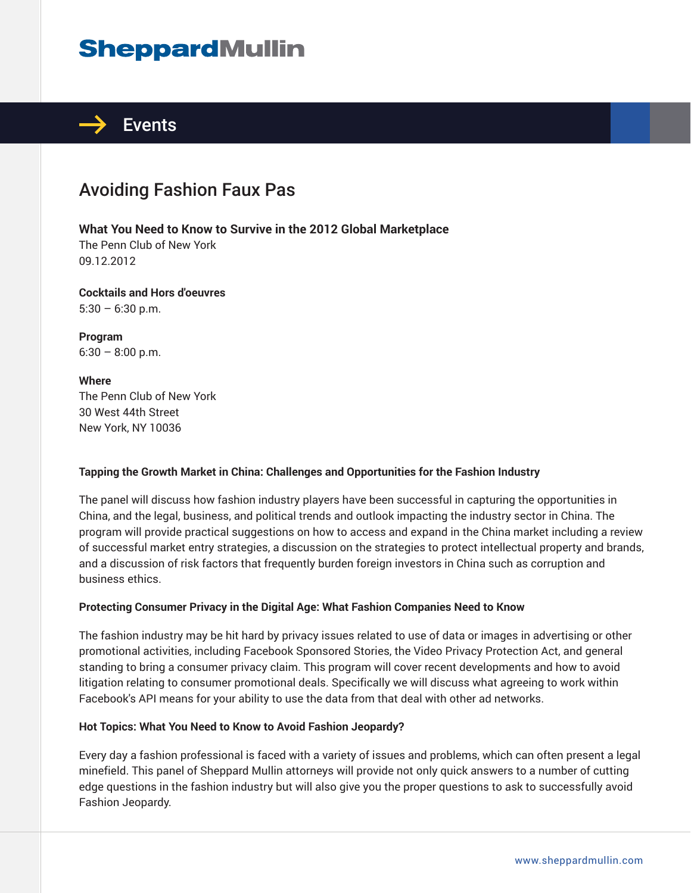SheppardMullin

# Events

## Avoiding Fashion Faux Pas

**What You Need to Know to Survive in the 2012 Global Marketplace**
The Penn Club of New York
09.12.2012

**Cocktails and Hors d'oeuvres**
5:30 – 6:30 p.m.

**Program**
6:30 – 8:00 p.m.

**Where**
The Penn Club of New York
30 West 44th Street
New York, NY 10036

**Tapping the Growth Market in China: Challenges and Opportunities for the Fashion Industry**

The panel will discuss how fashion industry players have been successful in capturing the opportunities in China, and the legal, business, and political trends and outlook impacting the industry sector in China. The program will provide practical suggestions on how to access and expand in the China market including a review of successful market entry strategies, a discussion on the strategies to protect intellectual property and brands, and a discussion of risk factors that frequently burden foreign investors in China such as corruption and business ethics.

**Protecting Consumer Privacy in the Digital Age: What Fashion Companies Need to Know**

The fashion industry may be hit hard by privacy issues related to use of data or images in advertising or other promotional activities, including Facebook Sponsored Stories, the Video Privacy Protection Act, and general standing to bring a consumer privacy claim. This program will cover recent developments and how to avoid litigation relating to consumer promotional deals. Specifically we will discuss what agreeing to work within Facebook's API means for your ability to use the data from that deal with other ad networks.

**Hot Topics: What You Need to Know to Avoid Fashion Jeopardy?**

Every day a fashion professional is faced with a variety of issues and problems, which can often present a legal minefield. This panel of Sheppard Mullin attorneys will provide not only quick answers to a number of cutting edge questions in the fashion industry but will also give you the proper questions to ask to successfully avoid Fashion Jeopardy.

www.sheppardmullin.com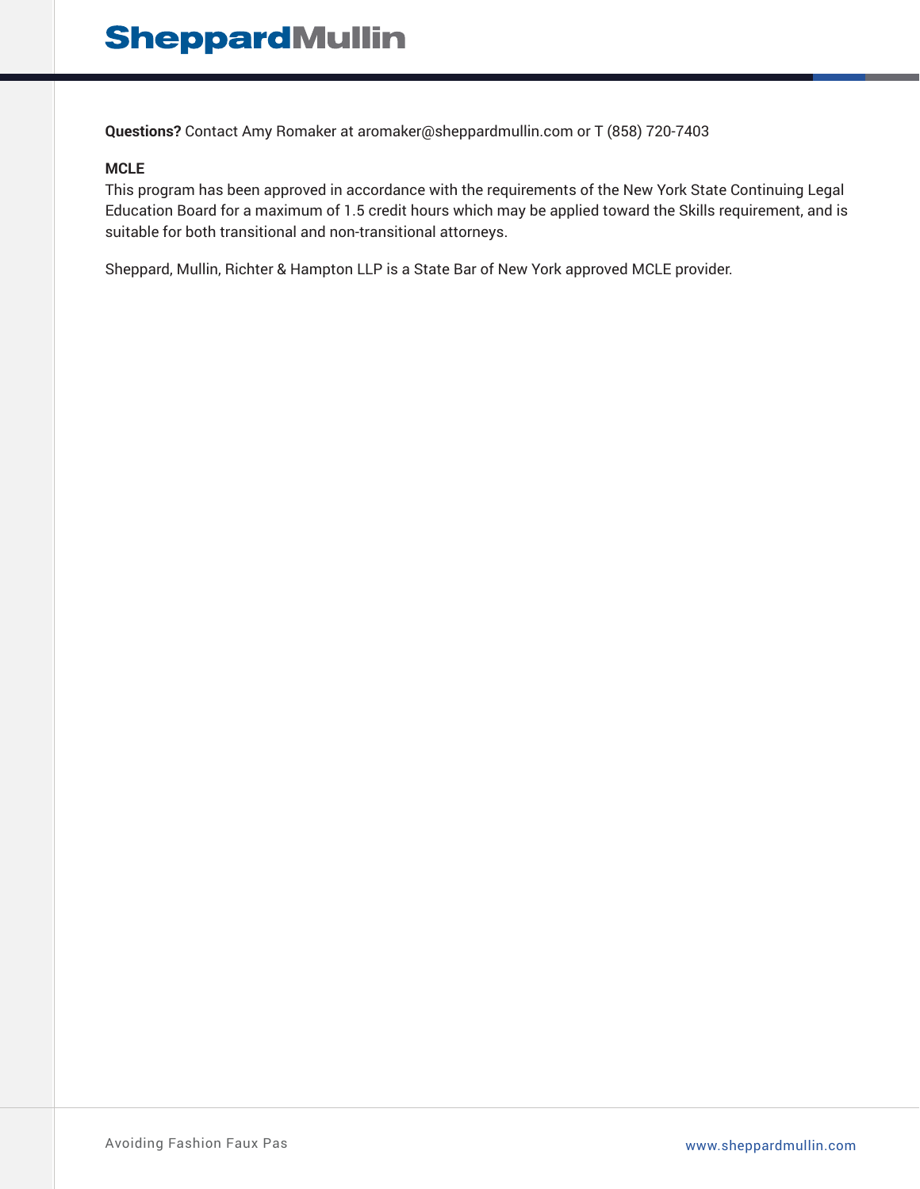**Questions?** Contact Amy Romaker at aromaker@sheppardmullin.com or T (858) 720-7403

**MCLE**

This program has been approved in accordance with the requirements of the New York State Continuing Legal Education Board for a maximum of 1.5 credit hours which may be applied toward the Skills requirement, and is suitable for both transitional and non-transitional attorneys.

Sheppard, Mullin, Richter & Hampton LLP is a State Bar of New York approved MCLE provider.